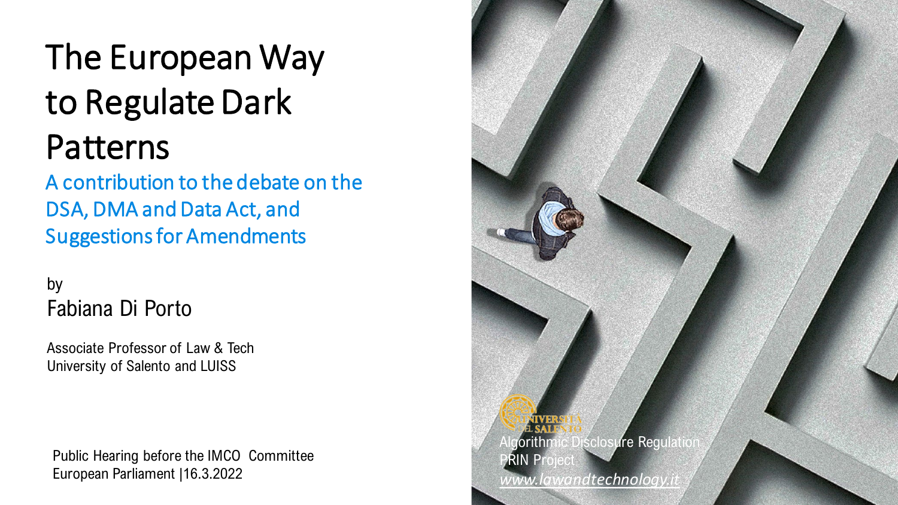# The European Way to Regulate Dark Patterns

## A contribution to the debate on the DSA, DMA and Data Act, and Suggestions for Amendments

by

Fabiana Di Porto

Associate Professor of Law & Tech
University of Salento and LUISS

Public Hearing before the IMCO Committee
European Parliament |16.3.2022

Università del Salento

Algorithmic Disclosure Regulation
PRIN Project
*www.lawandtechnology.it*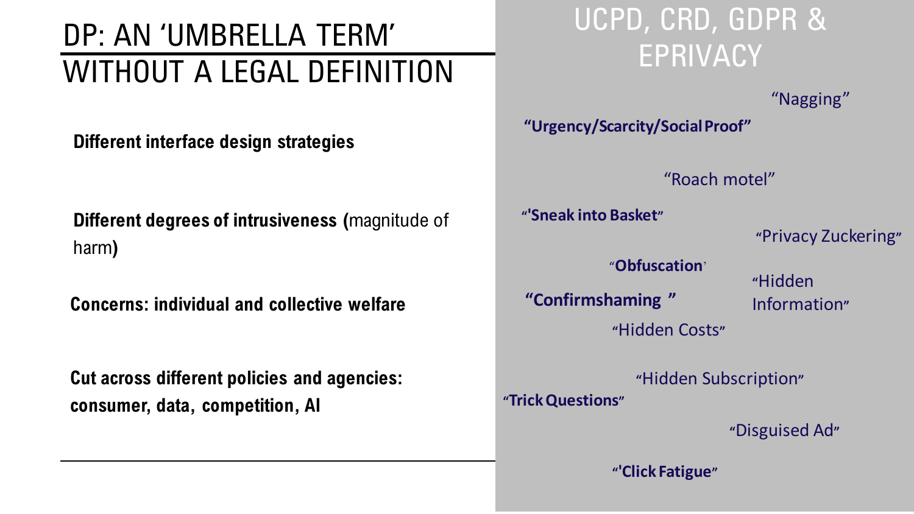# DP: AN 'UMBRELLA TERM' WITHOUT A LEGAL DEFINITION

**Different interface design strategies**

**Different degrees of intrusiveness (**magnitude of harm**)**

**Concerns: individual and collective welfare**

**Cut across different policies and agencies: consumer, data, competition, AI**

## UCPD, CRD, GDPR & EPRIVACY

"Nagging"

**"Urgency/Scarcity/Social Proof"**

"Roach motel"

**"'Sneak into Basket"**

"Privacy Zuckering"

"**Obfuscation**"

**"Confirmshaming "**

"Hidden Information"

"Hidden Costs"

"Hidden Subscription"

**"Trick Questions"**

"Disguised Ad"

**"'Click Fatigue"**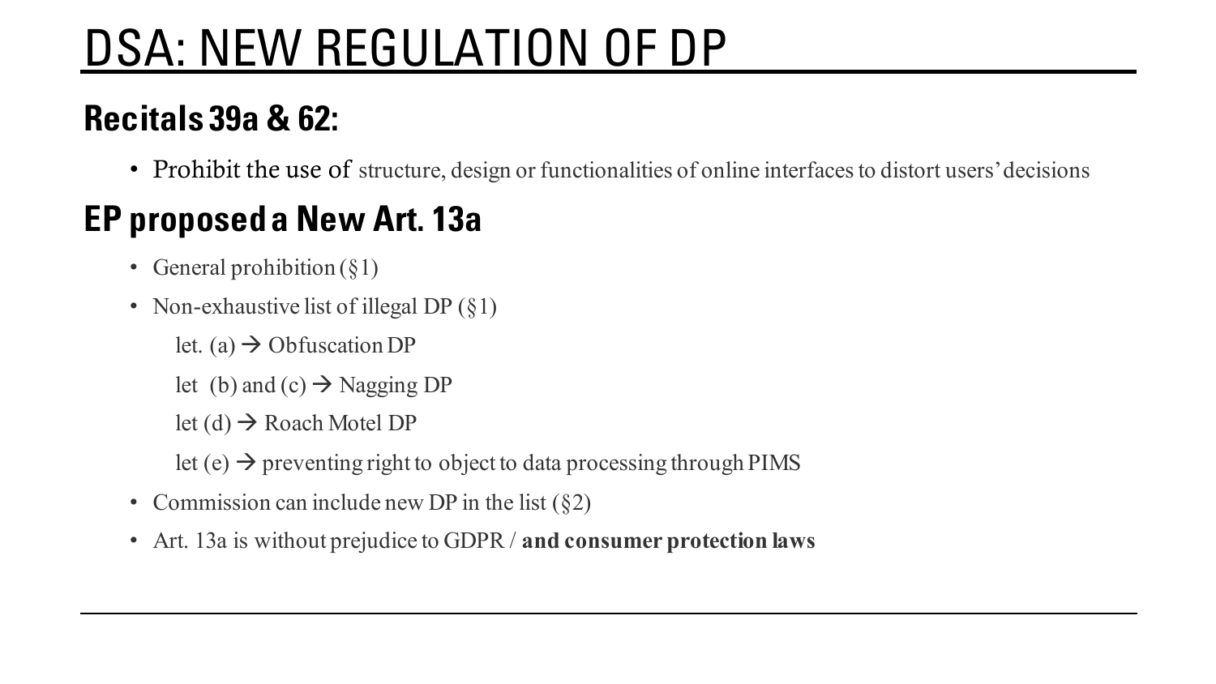# DSA: NEW REGULATION OF DP

## Recitals 39a & 62:

- Prohibit the use of structure, design or functionalities of online interfaces to distort users' decisions

## EP proposed a New Art. 13a

- General prohibition (§1)
- Non-exhaustive list of illegal DP (§1)
  - let. (a) → Obfuscation DP
  - let (b) and (c) → Nagging DP
  - let (d) → Roach Motel DP
  - let (e) → preventing right to object to data processing through PIMS
- Commission can include new DP in the list (§2)
- Art. 13a is without prejudice to GDPR / **and consumer protection laws**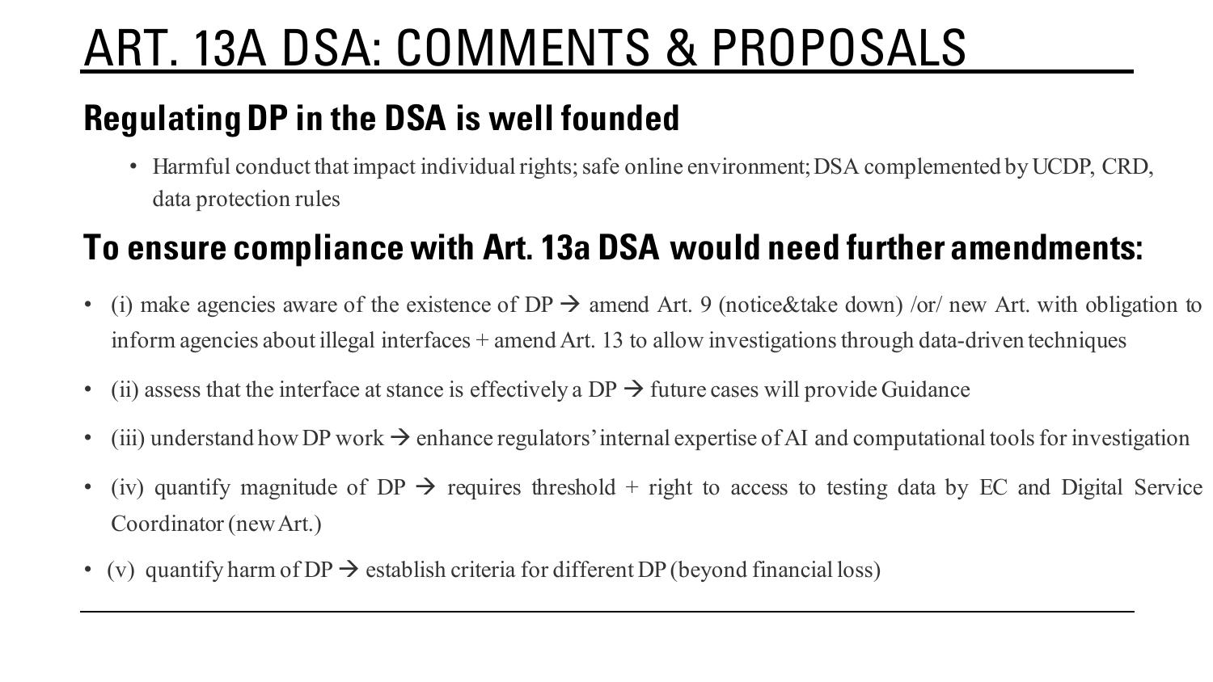# ART. 13A DSA: COMMENTS & PROPOSALS

## Regulating DP in the DSA is well founded

- Harmful conduct that impact individual rights; safe online environment; DSA complemented by UCDP, CRD, data protection rules

## To ensure compliance with Art. 13a DSA would need further amendments:

- (i) make agencies aware of the existence of DP → amend Art. 9 (notice&take down) /or/ new Art. with obligation to inform agencies about illegal interfaces + amend Art. 13 to allow investigations through data-driven techniques
- (ii) assess that the interface at stance is effectively a DP → future cases will provide Guidance
- (iii) understand how DP work → enhance regulators' internal expertise of AI and computational tools for investigation
- (iv) quantify magnitude of DP → requires threshold + right to access to testing data by EC and Digital Service Coordinator (new Art.)
- (v) quantify harm of DP → establish criteria for different DP (beyond financial loss)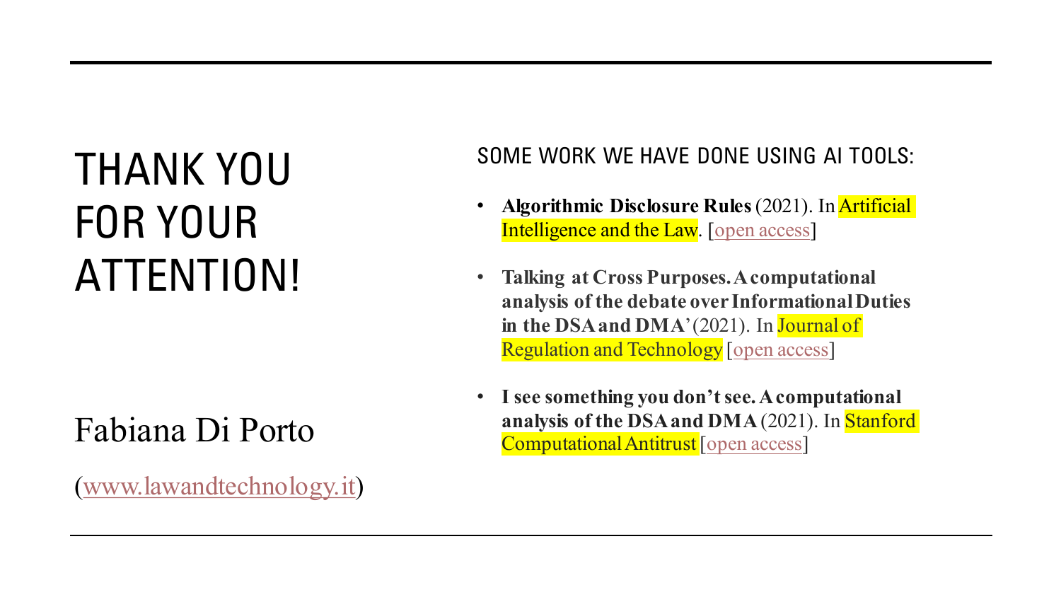# THANK YOU FOR YOUR ATTENTION!

Fabiana Di Porto

(www.lawandtechnology.it)

## SOME WORK WE HAVE DONE USING AI TOOLS:

- **Algorithmic Disclosure Rules** (2021). In Artificial Intelligence and the Law. [open access]
- **Talking at Cross Purposes. A computational analysis of the debate over Informational Duties in the DSA and DMA**' (2021). In Journal of Regulation and Technology [open access]
- **I see something you don't see. A computational analysis of the DSA and DMA** (2021). In Stanford Computational Antitrust [open access]